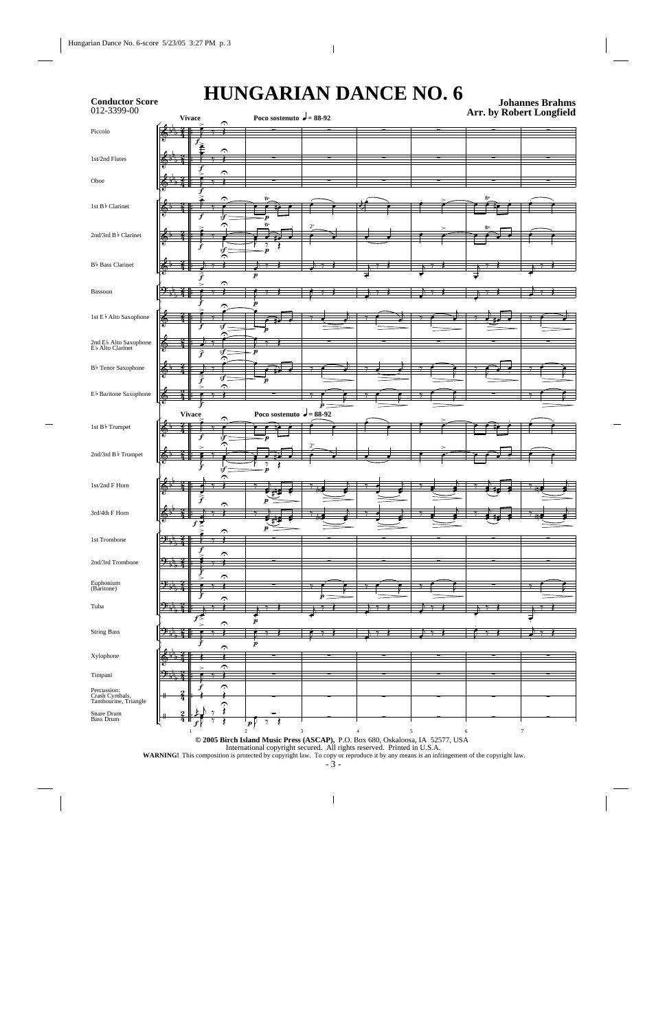**Conductor Score**
012-3399-00

# HUNGARIAN DANCE NO. 6

**Johannes Brahms**
**Arr. by Robert Longfield**

**Vivace** — **Poco sostenuto** ♩ = 88-92

Piccolo
1st/2nd Flutes
Oboe
1st B♭ Clarinet
2nd/3rd B♭ Clarinet
B♭ Bass Clarinet
Bassoon
1st E♭ Alto Saxophone
2nd E♭ Alto Saxophone
E♭ Alto Clarinet
B♭ Tenor Saxophone
E♭ Baritone Saxophone
1st B♭ Trumpet
2nd/3rd B♭ Trumpet
1st/2nd F Horn
3rd/4th F Horn
1st Trombone
2nd/3rd Trombone
Euphonium (Baritone)
Tuba
String Bass
Xylophone
Timpani
Percussion: Crash Cymbals, Tambourine, Triangle
Snare Drum
Bass Drum

**© 2005 Birch Island Music Press (ASCAP)**, P.O. Box 680, Oskaloosa, IA 52577, USA
International copyright secured. All rights reserved. Printed in U.S.A.
**WARNING!** This composition is protected by copyright law. To copy or reproduce it by any means is an infringement of the copyright law.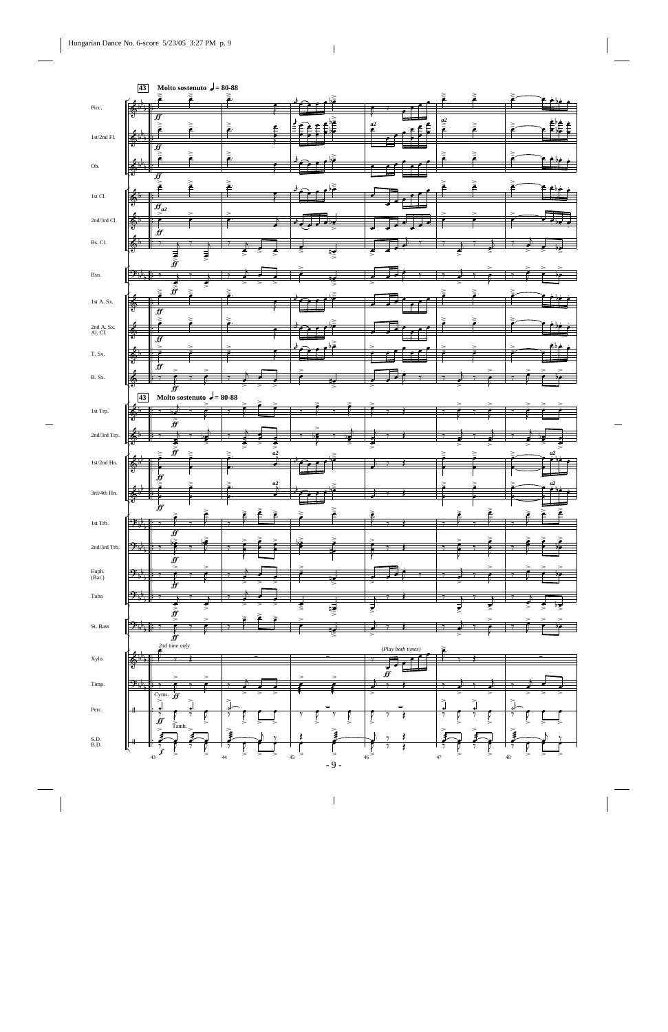**43** **Molto sostenuto** ♩ = 80-88

Picc.
1st/2nd Fl.
Ob.
1st Cl.
2nd/3rd Cl.
Bs. Cl.
Bsn.
1st A. Sx.
2nd A. Sx. Al. Cl.
T. Sx.
B. Sx.

**43** **Molto sostenuto** ♩ = 80-88

1st Trp.
2nd/3rd Trp.
1st/2nd Hn.
3rd/4th Hn.
1st Trb.
2nd/3rd Trb.
Euph. (Bar.)
Tuba
St. Bass
Xylo.
Timp.
Perc.
S.D. B.D.

*2nd time only*

*(Play both times)*

Cyms.

Tamb.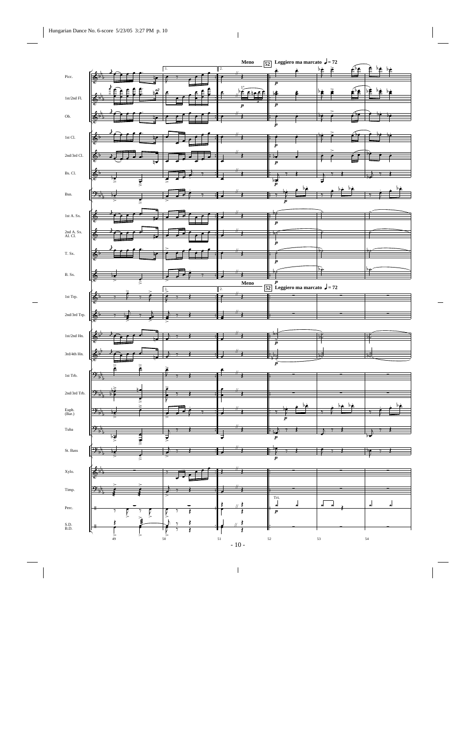**Meno**

**52** **Leggiero ma marcato** ♩ = 72

Picc.

1st/2nd Fl.

Ob.

1st Cl.

2nd/3rd Cl.

Bs. Cl.

Bsn.

1st A. Sx.

2nd A. Sx. Al. Cl.

T. Sx.

B. Sx.

1st Trp.

2nd/3rd Trp.

1st/2nd Hn.

3rd/4th Hn.

1st Trb.

2nd/3rd Trb.

Euph. (Bar.)

Tuba

St. Bass

Xylo.

Timp.

Perc.

S.D. B.D.

49 50 51 52 53 54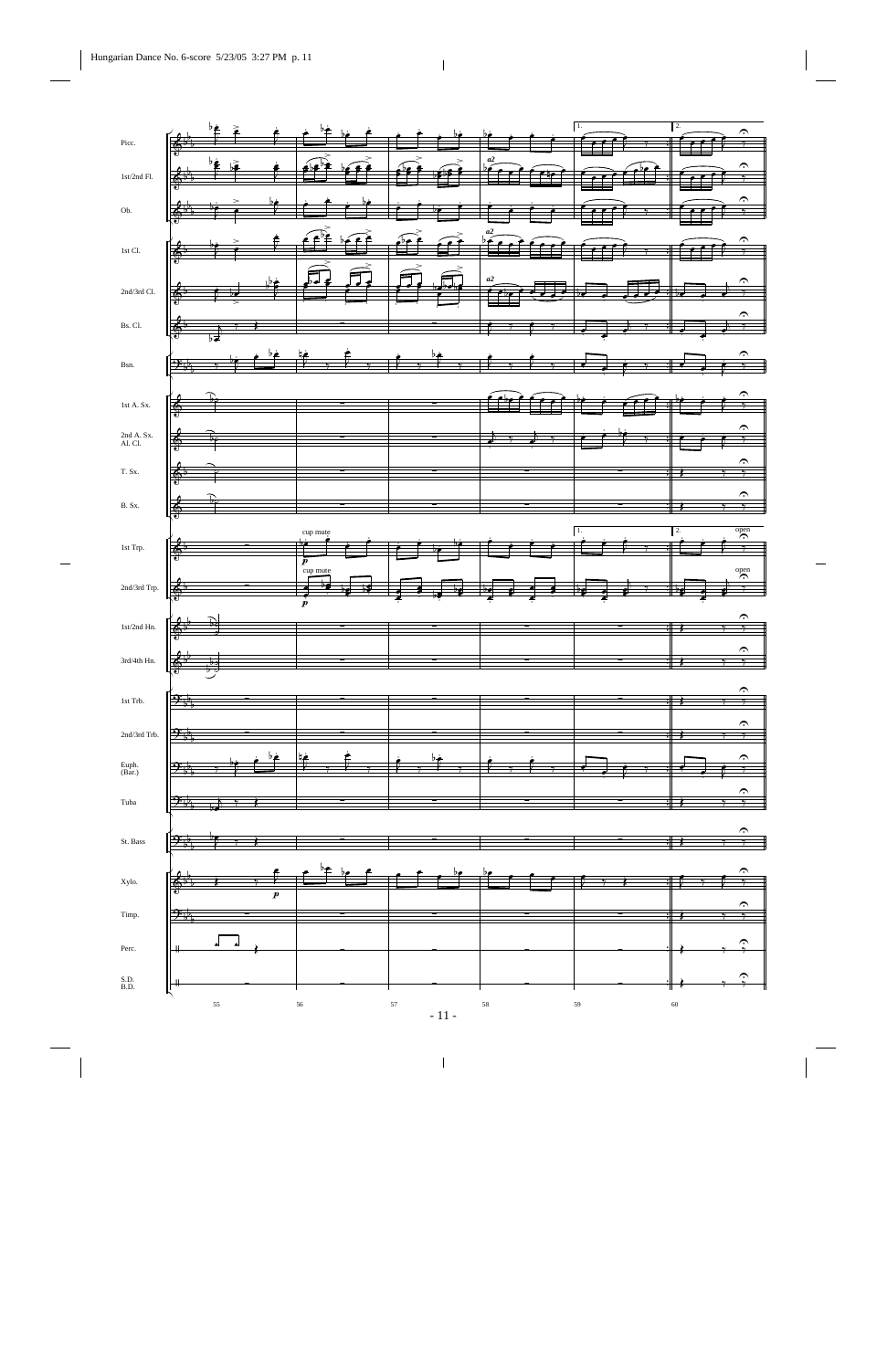Picc.

1st/2nd Fl.

Ob.

1st Cl.

2nd/3rd Cl.

Bs. Cl.

Bsn.

1st A. Sx.

2nd A. Sx.
Al. Cl.

T. Sx.

B. Sx.

1st Trp.

2nd/3rd Trp.

1st/2nd Hn.

3rd/4th Hn.

1st Trb.

2nd/3rd Trb.

Euph.
(Bar.)

Tuba

St. Bass

Xylo.

Timp.

Perc.

S.D.
B.D.

a2

cup mute

*p*

open

1. 2.

55 56 57 58 59 60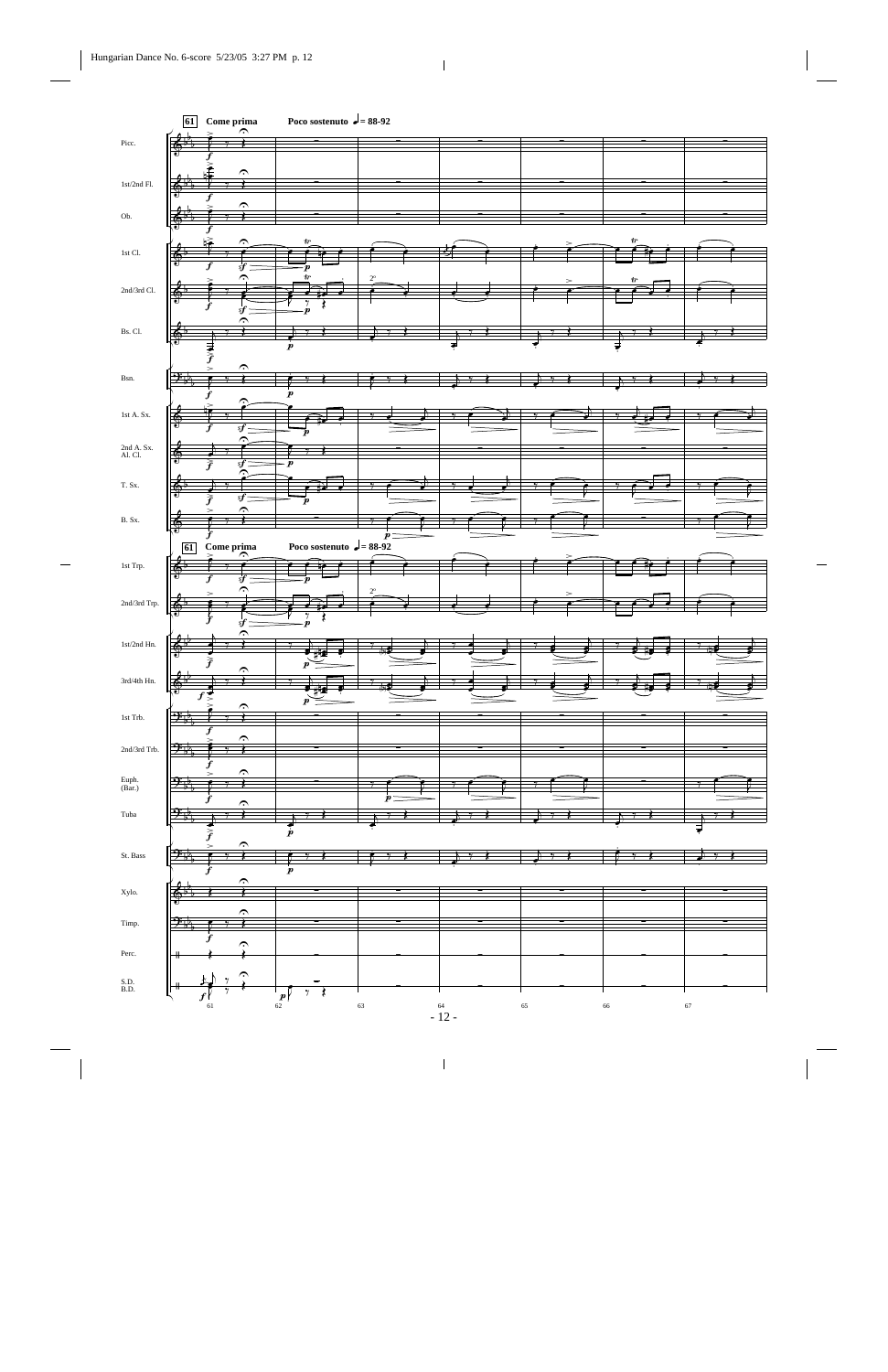**61** **Come prima** **Poco sostenuto** ♩= 88-92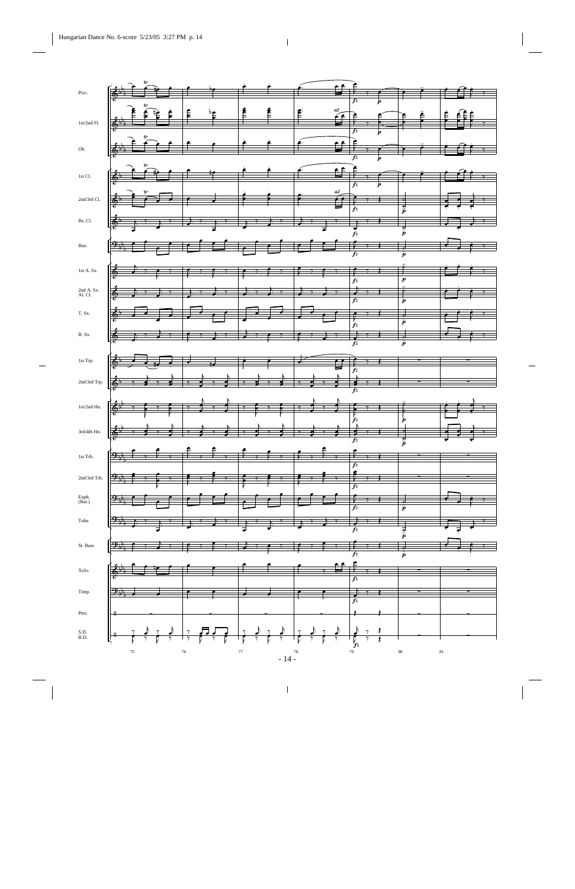Picc.

1st/2nd Fl.

Ob.

1st Cl.

2nd/3rd Cl.

Bs. Cl.

Bsn.

1st A. Sx.

2nd A. Sx. Al. Cl.

T. Sx.

B. Sx.

1st Trp.

2nd/3rd Trp.

1st/2nd Hn.

3rd/4th Hn.

1st Trb.

2nd/3rd Trb.

Euph. (Bar.)

Tuba

St. Bass

Xylo.

Timp.

Perc.

S.D. B.D.

75 76 77 78 79 80 81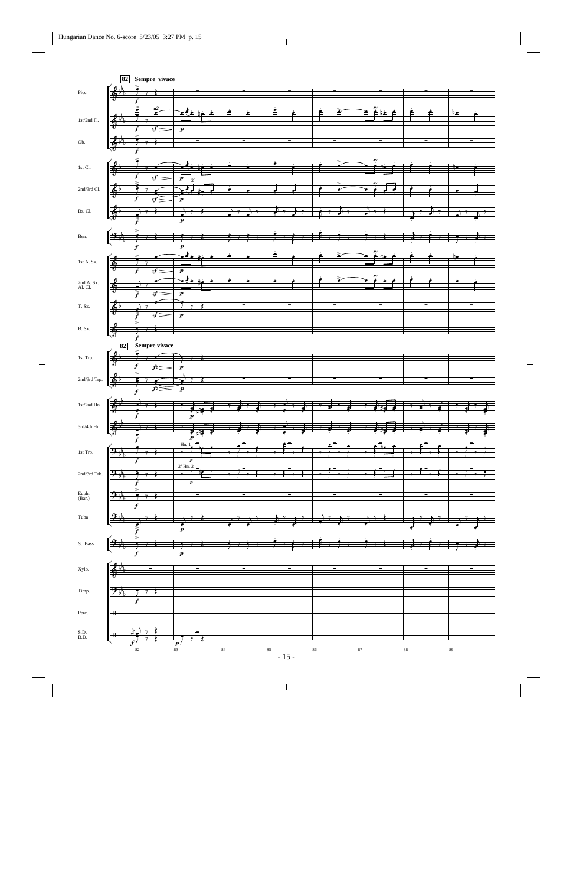**82** **Sempre vivace**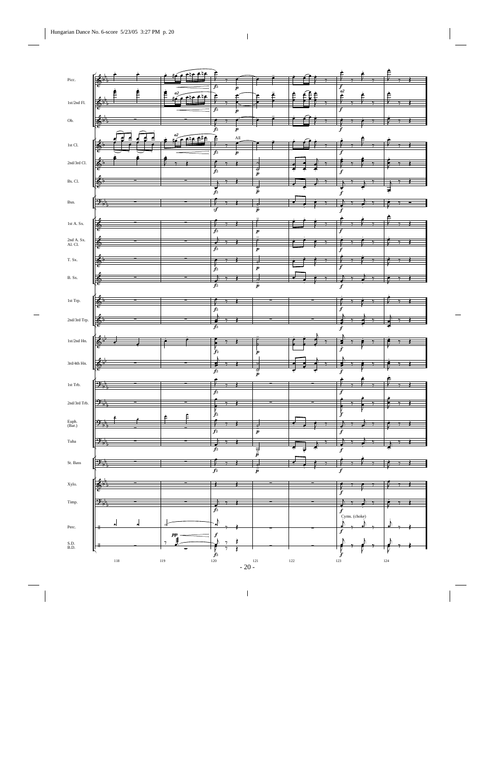Picc.

1st/2nd Fl.

Ob.

1st Cl.

2nd/3rd Cl.

Bs. Cl.

Bsn.

1st A. Sx.

2nd A. Sx.
Al. Cl.

T. Sx.

B. Sx.

1st Trp.

2nd/3rd Trp.

1st/2nd Hn.

3rd/4th Hn.

1st Trb.

2nd/3rd Trb.

Euph.
(Bar.)

Tuba

St. Bass

Xylo.

Timp.

Perc.

S.D.
B.D.

a2

All

Cyms. (choke)

118 119 120 121 122 123 124